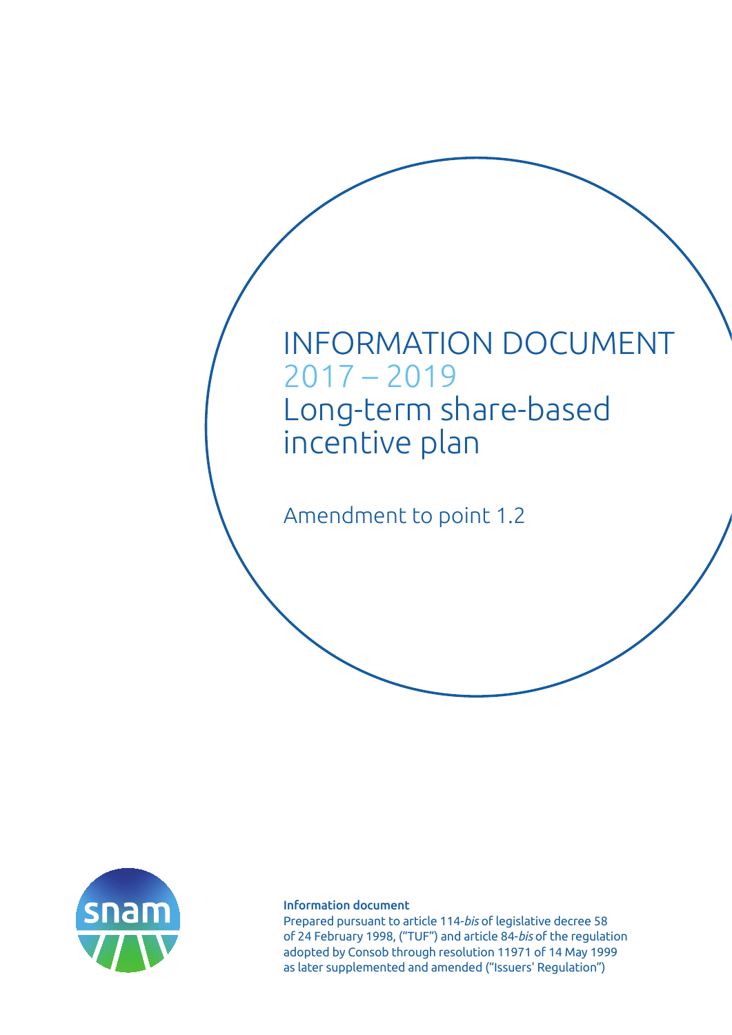# INFORMATION DOCUMENT
# 2017 – 2019
# Long-term share-based incentive plan

## Amendment to point 1.2

**Information document**

Prepared pursuant to article 114-*bis* of legislative decree 58 of 24 February 1998, ("TUF") and article 84-*bis* of the regulation adopted by Consob through resolution 11971 of 14 May 1999 as later supplemented and amended ("Issuers' Regulation")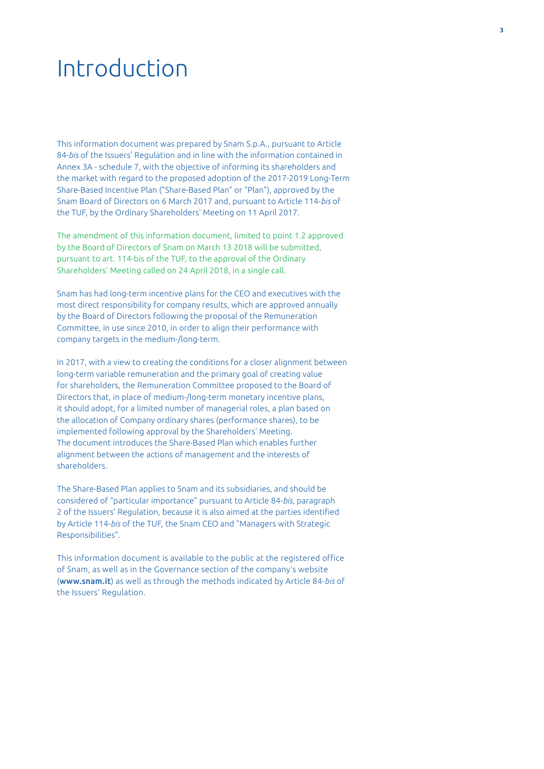# Introduction

This information document was prepared by Snam S.p.A., pursuant to Article 84-*bis* of the Issuers' Regulation and in line with the information contained in Annex 3A - schedule 7, with the objective of informing its shareholders and the market with regard to the proposed adoption of the 2017-2019 Long-Term Share-Based Incentive Plan ("Share-Based Plan" or "Plan"), approved by the Snam Board of Directors on 6 March 2017 and, pursuant to Article 114-*bis* of the TUF, by the Ordinary Shareholders' Meeting on 11 April 2017.

The amendment of this information document, limited to point 1.2 approved by the Board of Directors of Snam on March 13 2018 will be submitted, pursuant to art. 114-bis of the TUF, to the approval of the Ordinary Shareholders' Meeting called on 24 April 2018, in a single call.

Snam has had long-term incentive plans for the CEO and executives with the most direct responsibility for company results, which are approved annually by the Board of Directors following the proposal of the Remuneration Committee, in use since 2010, in order to align their performance with company targets in the medium-/long-term.

In 2017, with a view to creating the conditions for a closer alignment between long-term variable remuneration and the primary goal of creating value for shareholders, the Remuneration Committee proposed to the Board of Directors that, in place of medium-/long-term monetary incentive plans, it should adopt, for a limited number of managerial roles, a plan based on the allocation of Company ordinary shares (performance shares), to be implemented following approval by the Shareholders' Meeting.
The document introduces the Share-Based Plan which enables further alignment between the actions of management and the interests of shareholders.

The Share-Based Plan applies to Snam and its subsidiaries, and should be considered of "particular importance" pursuant to Article 84-*bis*, paragraph 2 of the Issuers' Regulation, because it is also aimed at the parties identified by Article 114-*bis* of the TUF, the Snam CEO and "Managers with Strategic Responsibilities".

This information document is available to the public at the registered office of Snam, as well as in the Governance section of the company's website (**www.snam.it**) as well as through the methods indicated by Article 84-*bis* of the Issuers' Regulation.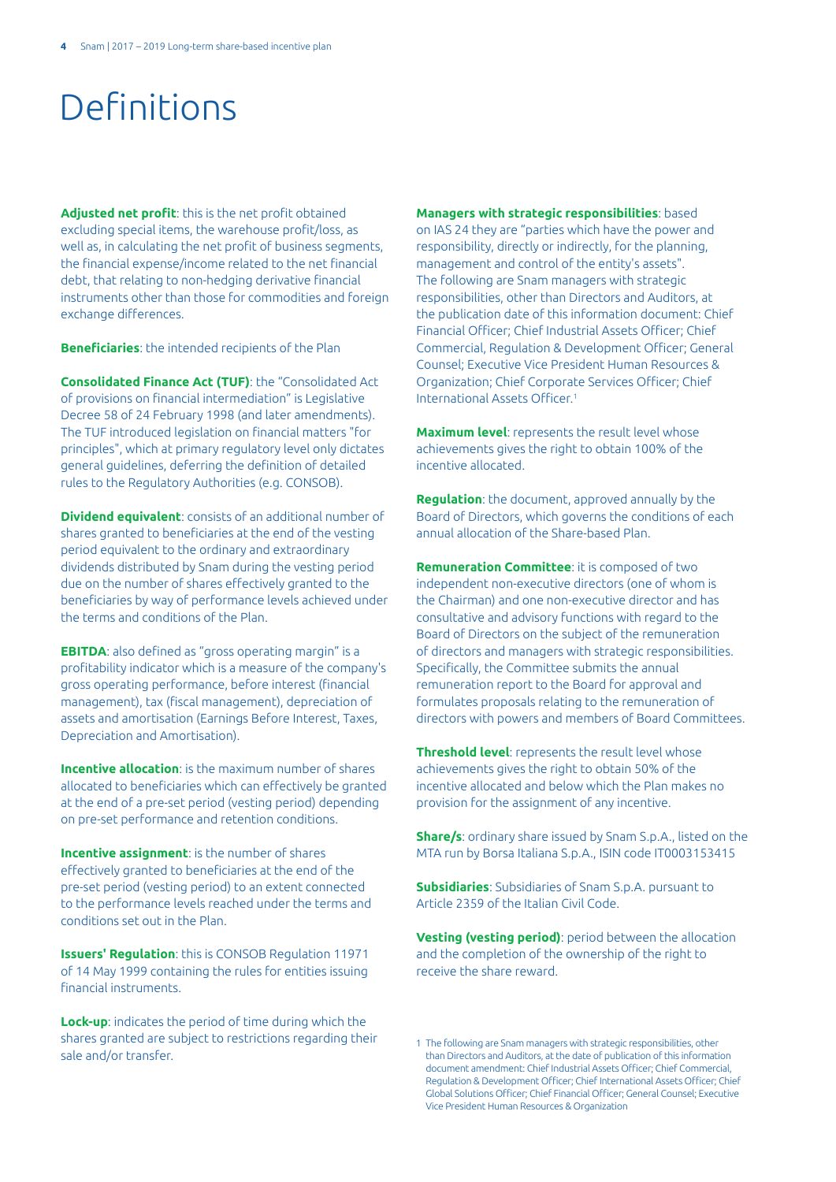# Definitions

**Adjusted net profit**: this is the net profit obtained excluding special items, the warehouse profit/loss, as well as, in calculating the net profit of business segments, the financial expense/income related to the net financial debt, that relating to non-hedging derivative financial instruments other than those for commodities and foreign exchange differences.

**Beneficiaries**: the intended recipients of the Plan

**Consolidated Finance Act (TUF)**: the "Consolidated Act of provisions on financial intermediation" is Legislative Decree 58 of 24 February 1998 (and later amendments). The TUF introduced legislation on financial matters "for principles", which at primary regulatory level only dictates general guidelines, deferring the definition of detailed rules to the Regulatory Authorities (e.g. CONSOB).

**Dividend equivalent**: consists of an additional number of shares granted to beneficiaries at the end of the vesting period equivalent to the ordinary and extraordinary dividends distributed by Snam during the vesting period due on the number of shares effectively granted to the beneficiaries by way of performance levels achieved under the terms and conditions of the Plan.

**EBITDA**: also defined as "gross operating margin" is a profitability indicator which is a measure of the company's gross operating performance, before interest (financial management), tax (fiscal management), depreciation of assets and amortisation (Earnings Before Interest, Taxes, Depreciation and Amortisation).

**Incentive allocation**: is the maximum number of shares allocated to beneficiaries which can effectively be granted at the end of a pre-set period (vesting period) depending on pre-set performance and retention conditions.

**Incentive assignment**: is the number of shares effectively granted to beneficiaries at the end of the pre-set period (vesting period) to an extent connected to the performance levels reached under the terms and conditions set out in the Plan.

**Issuers' Regulation**: this is CONSOB Regulation 11971 of 14 May 1999 containing the rules for entities issuing financial instruments.

**Lock-up**: indicates the period of time during which the shares granted are subject to restrictions regarding their sale and/or transfer.

**Managers with strategic responsibilities**: based on IAS 24 they are "parties which have the power and responsibility, directly or indirectly, for the planning, management and control of the entity's assets". The following are Snam managers with strategic responsibilities, other than Directors and Auditors, at the publication date of this information document: Chief Financial Officer; Chief Industrial Assets Officer; Chief Commercial, Regulation & Development Officer; General Counsel; Executive Vice President Human Resources & Organization; Chief Corporate Services Officer; Chief International Assets Officer.[1]

**Maximum level**: represents the result level whose achievements gives the right to obtain 100% of the incentive allocated.

**Regulation**: the document, approved annually by the Board of Directors, which governs the conditions of each annual allocation of the Share-based Plan.

**Remuneration Committee**: it is composed of two independent non-executive directors (one of whom is the Chairman) and one non-executive director and has consultative and advisory functions with regard to the Board of Directors on the subject of the remuneration of directors and managers with strategic responsibilities. Specifically, the Committee submits the annual remuneration report to the Board for approval and formulates proposals relating to the remuneration of directors with powers and members of Board Committees.

**Threshold level**: represents the result level whose achievements gives the right to obtain 50% of the incentive allocated and below which the Plan makes no provision for the assignment of any incentive.

**Share/s**: ordinary share issued by Snam S.p.A., listed on the MTA run by Borsa Italiana S.p.A., ISIN code IT0003153415

**Subsidiaries**: Subsidiaries of Snam S.p.A. pursuant to Article 2359 of the Italian Civil Code.

**Vesting (vesting period)**: period between the allocation and the completion of the ownership of the right to receive the share reward.

1 The following are Snam managers with strategic responsibilities, other than Directors and Auditors, at the date of publication of this information document amendment: Chief Industrial Assets Officer; Chief Commercial, Regulation & Development Officer; Chief International Assets Officer; Chief Global Solutions Officer; Chief Financial Officer; General Counsel; Executive Vice President Human Resources & Organization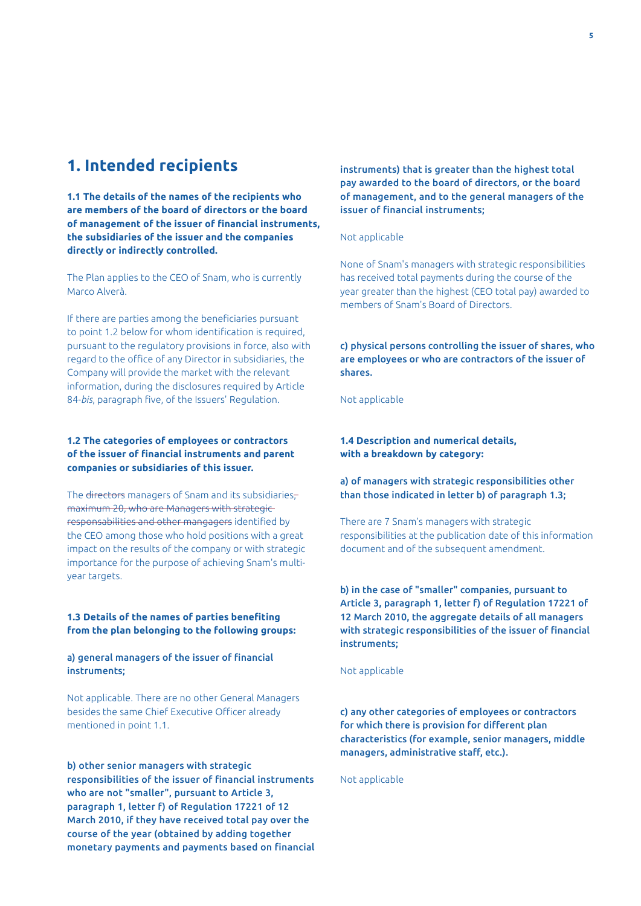# 1. Intended recipients

**1.1 The details of the names of the recipients who are members of the board of directors or the board of management of the issuer of financial instruments, the subsidiaries of the issuer and the companies directly or indirectly controlled.**

The Plan applies to the CEO of Snam, who is currently Marco Alverà.

If there are parties among the beneficiaries pursuant to point 1.2 below for whom identification is required, pursuant to the regulatory provisions in force, also with regard to the office of any Director in subsidiaries, the Company will provide the market with the relevant information, during the disclosures required by Article 84-*bis*, paragraph five, of the Issuers' Regulation.

**1.2 The categories of employees or contractors of the issuer of financial instruments and parent companies or subsidiaries of this issuer.**

The ~~directors~~ managers of Snam and its subsidiaries~~, maximum 20, who are Managers with strategic responsabilities and other mangagers~~ identified by the CEO among those who hold positions with a great impact on the results of the company or with strategic importance for the purpose of achieving Snam's multi-year targets.

**1.3 Details of the names of parties benefiting from the plan belonging to the following groups:**

**a) general managers of the issuer of financial instruments;**

Not applicable. There are no other General Managers besides the same Chief Executive Officer already mentioned in point 1.1.

**b) other senior managers with strategic responsibilities of the issuer of financial instruments who are not "smaller", pursuant to Article 3, paragraph 1, letter f) of Regulation 17221 of 12 March 2010, if they have received total pay over the course of the year (obtained by adding together monetary payments and payments based on financial instruments) that is greater than the highest total pay awarded to the board of directors, or the board of management, and to the general managers of the issuer of financial instruments;**

Not applicable

None of Snam's managers with strategic responsibilities has received total payments during the course of the year greater than the highest (CEO total pay) awarded to members of Snam's Board of Directors.

**c) physical persons controlling the issuer of shares, who are employees or who are contractors of the issuer of shares.**

Not applicable

**1.4 Description and numerical details, with a breakdown by category:**

**a) of managers with strategic responsibilities other than those indicated in letter b) of paragraph 1.3;**

There are 7 Snam's managers with strategic responsibilities at the publication date of this information document and of the subsequent amendment.

**b) in the case of "smaller" companies, pursuant to Article 3, paragraph 1, letter f) of Regulation 17221 of 12 March 2010, the aggregate details of all managers with strategic responsibilities of the issuer of financial instruments;**

Not applicable

**c) any other categories of employees or contractors for which there is provision for different plan characteristics (for example, senior managers, middle managers, administrative staff, etc.).**

Not applicable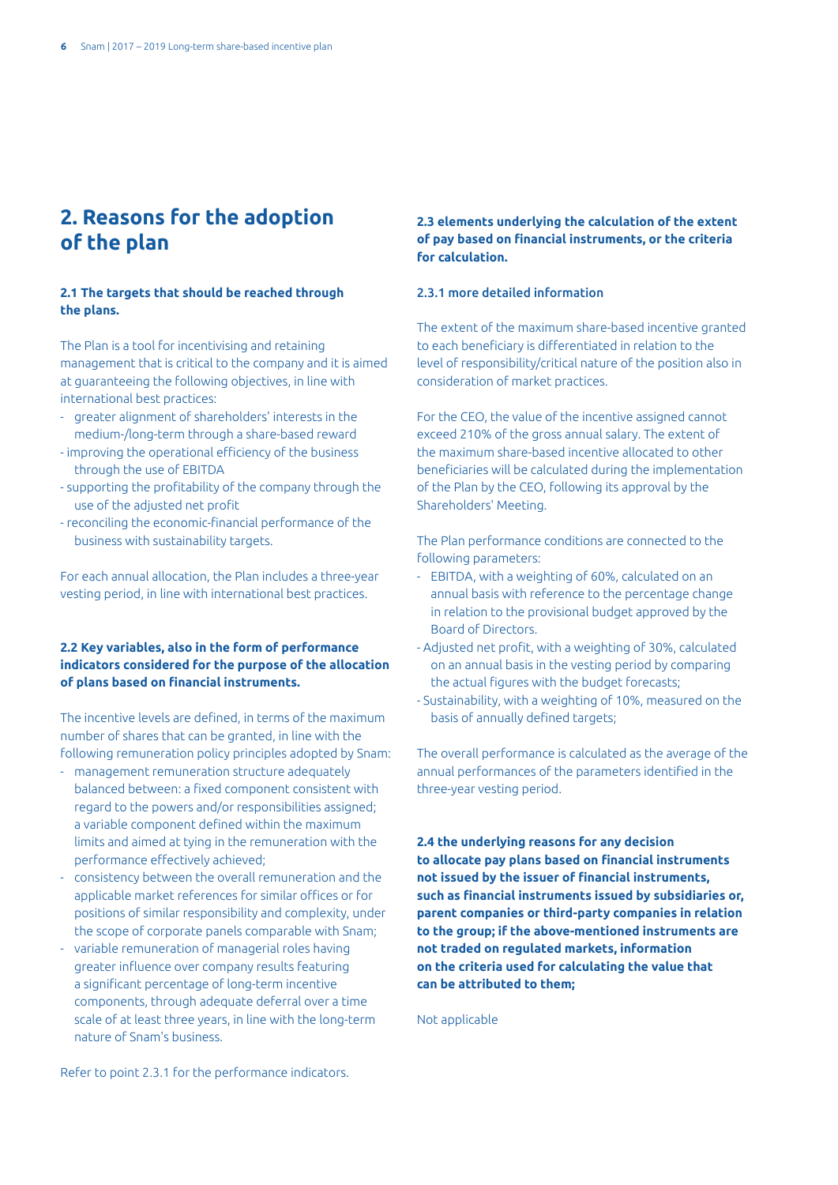## 2. Reasons for the adoption of the plan

**2.1 The targets that should be reached through the plans.**

The Plan is a tool for incentivising and retaining management that is critical to the company and it is aimed at guaranteeing the following objectives, in line with international best practices:

- greater alignment of shareholders' interests in the medium-/long-term through a share-based reward
- improving the operational efficiency of the business through the use of EBITDA
- supporting the profitability of the company through the use of the adjusted net profit
- reconciling the economic-financial performance of the business with sustainability targets.

For each annual allocation, the Plan includes a three-year vesting period, in line with international best practices.

**2.2 Key variables, also in the form of performance indicators considered for the purpose of the allocation of plans based on financial instruments.**

The incentive levels are defined, in terms of the maximum number of shares that can be granted, in line with the following remuneration policy principles adopted by Snam:

- management remuneration structure adequately balanced between: a fixed component consistent with regard to the powers and/or responsibilities assigned; a variable component defined within the maximum limits and aimed at tying in the remuneration with the performance effectively achieved;
- consistency between the overall remuneration and the applicable market references for similar offices or for positions of similar responsibility and complexity, under the scope of corporate panels comparable with Snam;
- variable remuneration of managerial roles having greater influence over company results featuring a significant percentage of long-term incentive components, through adequate deferral over a time scale of at least three years, in line with the long-term nature of Snam's business.

Refer to point 2.3.1 for the performance indicators.

**2.3 elements underlying the calculation of the extent of pay based on financial instruments, or the criteria for calculation.**

2.3.1 more detailed information

The extent of the maximum share-based incentive granted to each beneficiary is differentiated in relation to the level of responsibility/critical nature of the position also in consideration of market practices.

For the CEO, the value of the incentive assigned cannot exceed 210% of the gross annual salary. The extent of the maximum share-based incentive allocated to other beneficiaries will be calculated during the implementation of the Plan by the CEO, following its approval by the Shareholders' Meeting.

The Plan performance conditions are connected to the following parameters:

- EBITDA, with a weighting of 60%, calculated on an annual basis with reference to the percentage change in relation to the provisional budget approved by the Board of Directors.
- Adjusted net profit, with a weighting of 30%, calculated on an annual basis in the vesting period by comparing the actual figures with the budget forecasts;
- Sustainability, with a weighting of 10%, measured on the basis of annually defined targets;

The overall performance is calculated as the average of the annual performances of the parameters identified in the three-year vesting period.

**2.4 the underlying reasons for any decision to allocate pay plans based on financial instruments not issued by the issuer of financial instruments, such as financial instruments issued by subsidiaries or, parent companies or third-party companies in relation to the group; if the above-mentioned instruments are not traded on regulated markets, information on the criteria used for calculating the value that can be attributed to them;**

Not applicable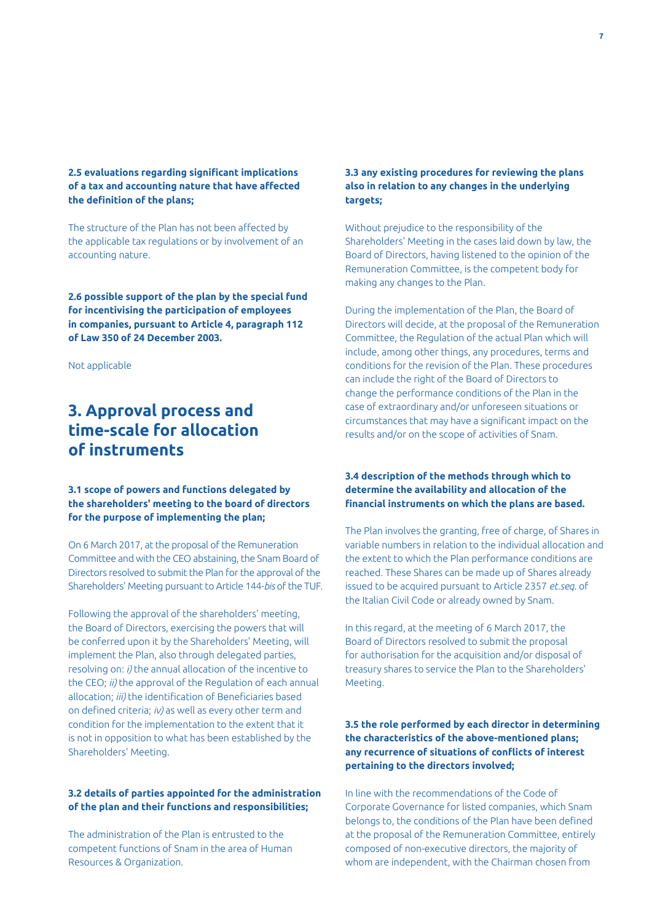### 2.5 evaluations regarding significant implications of a tax and accounting nature that have affected the definition of the plans;

The structure of the Plan has not been affected by the applicable tax regulations or by involvement of an accounting nature.

### 2.6 possible support of the plan by the special fund for incentivising the participation of employees in companies, pursuant to Article 4, paragraph 112 of Law 350 of 24 December 2003.

Not applicable

## 3. Approval process and time-scale for allocation of instruments

### 3.1 scope of powers and functions delegated by the shareholders' meeting to the board of directors for the purpose of implementing the plan;

On 6 March 2017, at the proposal of the Remuneration Committee and with the CEO abstaining, the Snam Board of Directors resolved to submit the Plan for the approval of the Shareholders' Meeting pursuant to Article 144-*bis* of the TUF.

Following the approval of the shareholders' meeting, the Board of Directors, exercising the powers that will be conferred upon it by the Shareholders' Meeting, will implement the Plan, also through delegated parties, resolving on: *i)* the annual allocation of the incentive to the CEO; *ii)* the approval of the Regulation of each annual allocation; *iii)* the identification of Beneficiaries based on defined criteria; *iv)* as well as every other term and condition for the implementation to the extent that it is not in opposition to what has been established by the Shareholders' Meeting.

### 3.2 details of parties appointed for the administration of the plan and their functions and responsibilities;

The administration of the Plan is entrusted to the competent functions of Snam in the area of Human Resources & Organization.

### 3.3 any existing procedures for reviewing the plans also in relation to any changes in the underlying targets;

Without prejudice to the responsibility of the Shareholders' Meeting in the cases laid down by law, the Board of Directors, having listened to the opinion of the Remuneration Committee, is the competent body for making any changes to the Plan.

During the implementation of the Plan, the Board of Directors will decide, at the proposal of the Remuneration Committee, the Regulation of the actual Plan which will include, among other things, any procedures, terms and conditions for the revision of the Plan. These procedures can include the right of the Board of Directors to change the performance conditions of the Plan in the case of extraordinary and/or unforeseen situations or circumstances that may have a significant impact on the results and/or on the scope of activities of Snam.

### 3.4 description of the methods through which to determine the availability and allocation of the financial instruments on which the plans are based.

The Plan involves the granting, free of charge, of Shares in variable numbers in relation to the individual allocation and the extent to which the Plan performance conditions are reached. These Shares can be made up of Shares already issued to be acquired pursuant to Article 2357 *et.seq.* of the Italian Civil Code or already owned by Snam.

In this regard, at the meeting of 6 March 2017, the Board of Directors resolved to submit the proposal for authorisation for the acquisition and/or disposal of treasury shares to service the Plan to the Shareholders' Meeting.

### 3.5 the role performed by each director in determining the characteristics of the above-mentioned plans; any recurrence of situations of conflicts of interest pertaining to the directors involved;

In line with the recommendations of the Code of Corporate Governance for listed companies, which Snam belongs to, the conditions of the Plan have been defined at the proposal of the Remuneration Committee, entirely composed of non-executive directors, the majority of whom are independent, with the Chairman chosen from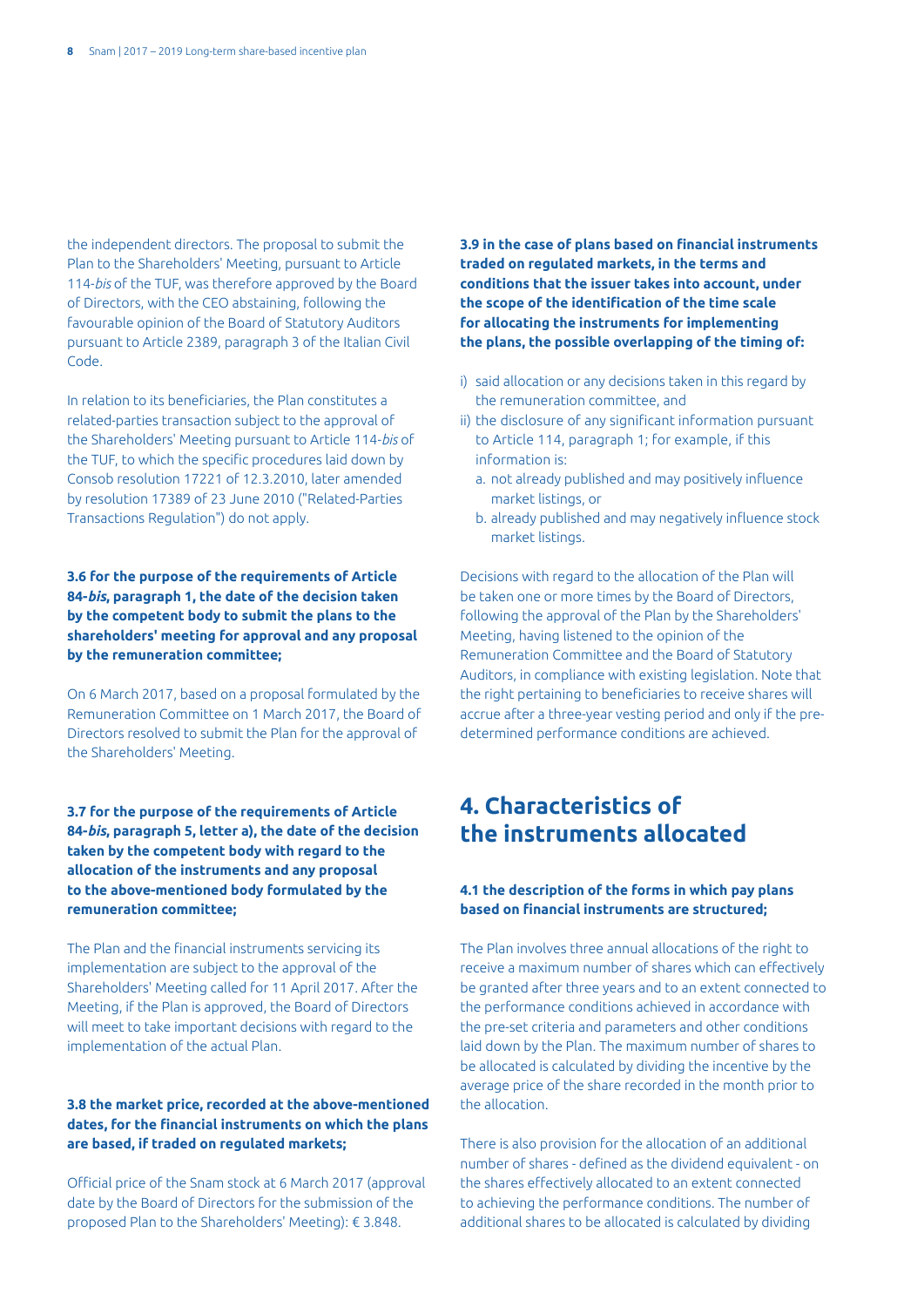the independent directors. The proposal to submit the Plan to the Shareholders' Meeting, pursuant to Article 114-*bis* of the TUF, was therefore approved by the Board of Directors, with the CEO abstaining, following the favourable opinion of the Board of Statutory Auditors pursuant to Article 2389, paragraph 3 of the Italian Civil Code.

In relation to its beneficiaries, the Plan constitutes a related-parties transaction subject to the approval of the Shareholders' Meeting pursuant to Article 114-*bis* of the TUF, to which the specific procedures laid down by Consob resolution 17221 of 12.3.2010, later amended by resolution 17389 of 23 June 2010 ("Related-Parties Transactions Regulation") do not apply.

**3.6 for the purpose of the requirements of Article 84-*bis*, paragraph 1, the date of the decision taken by the competent body to submit the plans to the shareholders' meeting for approval and any proposal by the remuneration committee;**

On 6 March 2017, based on a proposal formulated by the Remuneration Committee on 1 March 2017, the Board of Directors resolved to submit the Plan for the approval of the Shareholders' Meeting.

**3.7 for the purpose of the requirements of Article 84-*bis*, paragraph 5, letter a), the date of the decision taken by the competent body with regard to the allocation of the instruments and any proposal to the above-mentioned body formulated by the remuneration committee;**

The Plan and the financial instruments servicing its implementation are subject to the approval of the Shareholders' Meeting called for 11 April 2017. After the Meeting, if the Plan is approved, the Board of Directors will meet to take important decisions with regard to the implementation of the actual Plan.

**3.8 the market price, recorded at the above-mentioned dates, for the financial instruments on which the plans are based, if traded on regulated markets;**

Official price of the Snam stock at 6 March 2017 (approval date by the Board of Directors for the submission of the proposed Plan to the Shareholders' Meeting): € 3.848.

**3.9 in the case of plans based on financial instruments traded on regulated markets, in the terms and conditions that the issuer takes into account, under the scope of the identification of the time scale for allocating the instruments for implementing the plans, the possible overlapping of the timing of:**

i) said allocation or any decisions taken in this regard by the remuneration committee, and
ii) the disclosure of any significant information pursuant to Article 114, paragraph 1; for example, if this information is:
    a. not already published and may positively influence market listings, or
    b. already published and may negatively influence stock market listings.

Decisions with regard to the allocation of the Plan will be taken one or more times by the Board of Directors, following the approval of the Plan by the Shareholders' Meeting, having listened to the opinion of the Remuneration Committee and the Board of Statutory Auditors, in compliance with existing legislation. Note that the right pertaining to beneficiaries to receive shares will accrue after a three-year vesting period and only if the pre-determined performance conditions are achieved.

## 4. Characteristics of the instruments allocated

**4.1 the description of the forms in which pay plans based on financial instruments are structured;**

The Plan involves three annual allocations of the right to receive a maximum number of shares which can effectively be granted after three years and to an extent connected to the performance conditions achieved in accordance with the pre-set criteria and parameters and other conditions laid down by the Plan. The maximum number of shares to be allocated is calculated by dividing the incentive by the average price of the share recorded in the month prior to the allocation.

There is also provision for the allocation of an additional number of shares - defined as the dividend equivalent - on the shares effectively allocated to an extent connected to achieving the performance conditions. The number of additional shares to be allocated is calculated by dividing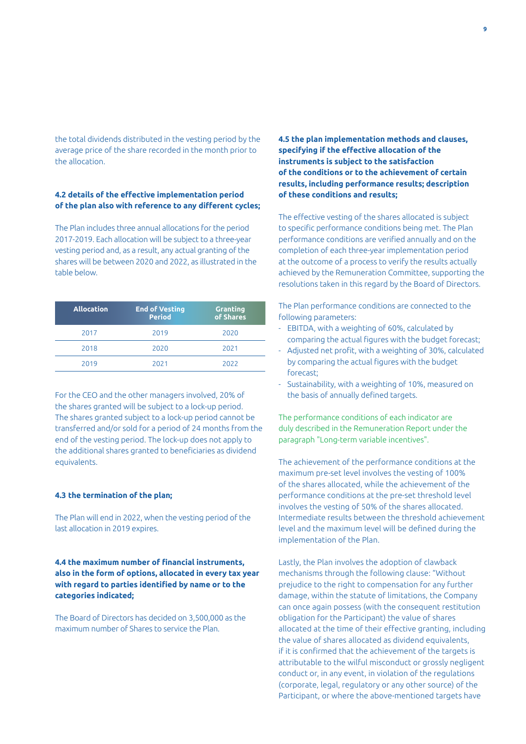the total dividends distributed in the vesting period by the average price of the share recorded in the month prior to the allocation.

### 4.2 details of the effective implementation period of the plan also with reference to any different cycles;

The Plan includes three annual allocations for the period 2017-2019. Each allocation will be subject to a three-year vesting period and, as a result, any actual granting of the shares will be between 2020 and 2022, as illustrated in the table below.

| Allocation | End of Vesting Period | Granting of Shares |
|---|---|---|
| 2017 | 2019 | 2020 |
| 2018 | 2020 | 2021 |
| 2019 | 2021 | 2022 |

For the CEO and the other managers involved, 20% of the shares granted will be subject to a lock-up period. The shares granted subject to a lock-up period cannot be transferred and/or sold for a period of 24 months from the end of the vesting period. The lock-up does not apply to the additional shares granted to beneficiaries as dividend equivalents.

### 4.3 the termination of the plan;

The Plan will end in 2022, when the vesting period of the last allocation in 2019 expires.

### 4.4 the maximum number of financial instruments, also in the form of options, allocated in every tax year with regard to parties identified by name or to the categories indicated;

The Board of Directors has decided on 3,500,000 as the maximum number of Shares to service the Plan.

### 4.5 the plan implementation methods and clauses, specifying if the effective allocation of the instruments is subject to the satisfaction of the conditions or to the achievement of certain results, including performance results; description of these conditions and results;

The effective vesting of the shares allocated is subject to specific performance conditions being met. The Plan performance conditions are verified annually and on the completion of each three-year implementation period at the outcome of a process to verify the results actually achieved by the Remuneration Committee, supporting the resolutions taken in this regard by the Board of Directors.

The Plan performance conditions are connected to the following parameters:

- EBITDA, with a weighting of 60%, calculated by comparing the actual figures with the budget forecast;
- Adjusted net profit, with a weighting of 30%, calculated by comparing the actual figures with the budget forecast;
- Sustainability, with a weighting of 10%, measured on the basis of annually defined targets.

The performance conditions of each indicator are duly described in the Remuneration Report under the paragraph "Long-term variable incentives".

The achievement of the performance conditions at the maximum pre-set level involves the vesting of 100% of the shares allocated, while the achievement of the performance conditions at the pre-set threshold level involves the vesting of 50% of the shares allocated. Intermediate results between the threshold achievement level and the maximum level will be defined during the implementation of the Plan.

Lastly, the Plan involves the adoption of clawback mechanisms through the following clause: "Without prejudice to the right to compensation for any further damage, within the statute of limitations, the Company can once again possess (with the consequent restitution obligation for the Participant) the value of shares allocated at the time of their effective granting, including the value of shares allocated as dividend equivalents, if it is confirmed that the achievement of the targets is attributable to the wilful misconduct or grossly negligent conduct or, in any event, in violation of the regulations (corporate, legal, regulatory or any other source) of the Participant, or where the above-mentioned targets have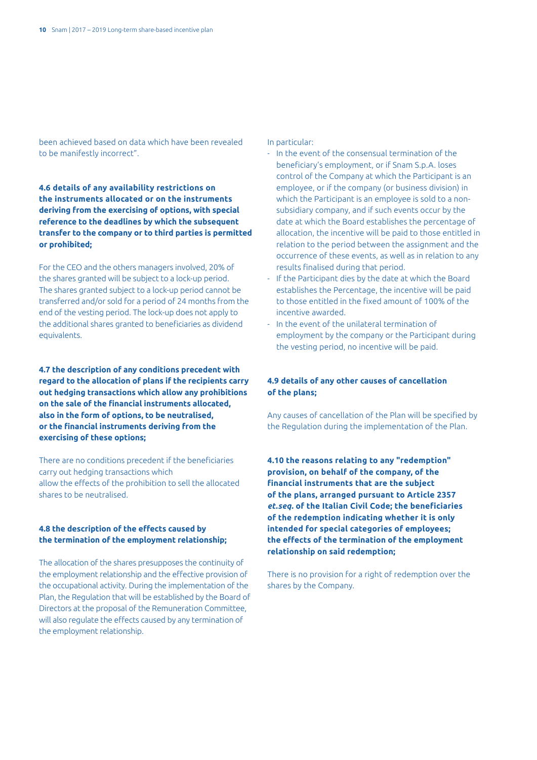been achieved based on data which have been revealed to be manifestly incorrect".

**4.6 details of any availability restrictions on the instruments allocated or on the instruments deriving from the exercising of options, with special reference to the deadlines by which the subsequent transfer to the company or to third parties is permitted or prohibited;**

For the CEO and the others managers involved, 20% of the shares granted will be subject to a lock-up period. The shares granted subject to a lock-up period cannot be transferred and/or sold for a period of 24 months from the end of the vesting period. The lock-up does not apply to the additional shares granted to beneficiaries as dividend equivalents.

**4.7 the description of any conditions precedent with regard to the allocation of plans if the recipients carry out hedging transactions which allow any prohibitions on the sale of the financial instruments allocated, also in the form of options, to be neutralised, or the financial instruments deriving from the exercising of these options;**

There are no conditions precedent if the beneficiaries carry out hedging transactions which allow the effects of the prohibition to sell the allocated shares to be neutralised.

**4.8 the description of the effects caused by the termination of the employment relationship;**

The allocation of the shares presupposes the continuity of the employment relationship and the effective provision of the occupational activity. During the implementation of the Plan, the Regulation that will be established by the Board of Directors at the proposal of the Remuneration Committee, will also regulate the effects caused by any termination of the employment relationship.

In particular:

- In the event of the consensual termination of the beneficiary's employment, or if Snam S.p.A. loses control of the Company at which the Participant is an employee, or if the company (or business division) in which the Participant is an employee is sold to a non-subsidiary company, and if such events occur by the date at which the Board establishes the percentage of allocation, the incentive will be paid to those entitled in relation to the period between the assignment and the occurrence of these events, as well as in relation to any results finalised during that period.
- If the Participant dies by the date at which the Board establishes the Percentage, the incentive will be paid to those entitled in the fixed amount of 100% of the incentive awarded.
- In the event of the unilateral termination of employment by the company or the Participant during the vesting period, no incentive will be paid.

**4.9 details of any other causes of cancellation of the plans;**

Any causes of cancellation of the Plan will be specified by the Regulation during the implementation of the Plan.

**4.10 the reasons relating to any "redemption" provision, on behalf of the company, of the financial instruments that are the subject of the plans, arranged pursuant to Article 2357 *et.seq.* of the Italian Civil Code; the beneficiaries of the redemption indicating whether it is only intended for special categories of employees; the effects of the termination of the employment relationship on said redemption;**

There is no provision for a right of redemption over the shares by the Company.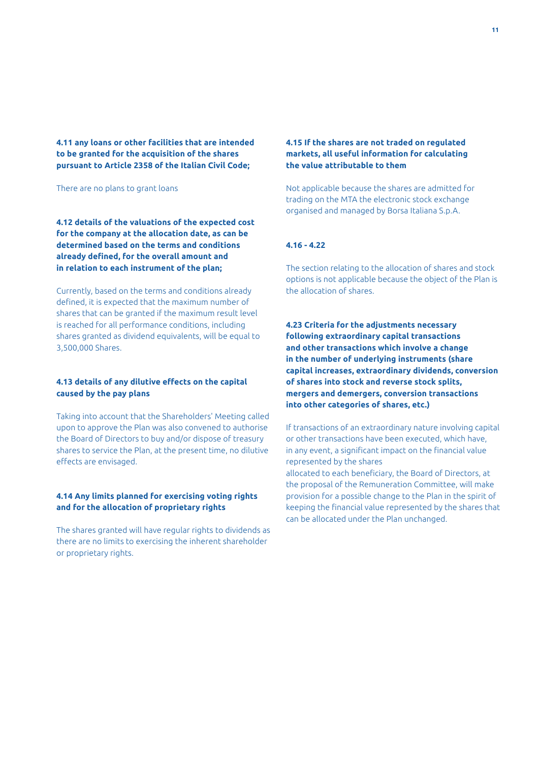**4.11 any loans or other facilities that are intended to be granted for the acquisition of the shares pursuant to Article 2358 of the Italian Civil Code;**

There are no plans to grant loans

**4.12 details of the valuations of the expected cost for the company at the allocation date, as can be determined based on the terms and conditions already defined, for the overall amount and in relation to each instrument of the plan;**

Currently, based on the terms and conditions already defined, it is expected that the maximum number of shares that can be granted if the maximum result level is reached for all performance conditions, including shares granted as dividend equivalents, will be equal to 3,500,000 Shares.

**4.13 details of any dilutive effects on the capital caused by the pay plans**

Taking into account that the Shareholders' Meeting called upon to approve the Plan was also convened to authorise the Board of Directors to buy and/or dispose of treasury shares to service the Plan, at the present time, no dilutive effects are envisaged.

**4.14 Any limits planned for exercising voting rights and for the allocation of proprietary rights**

The shares granted will have regular rights to dividends as there are no limits to exercising the inherent shareholder or proprietary rights.

**4.15 If the shares are not traded on regulated markets, all useful information for calculating the value attributable to them**

Not applicable because the shares are admitted for trading on the MTA the electronic stock exchange organised and managed by Borsa Italiana S.p.A.

**4.16 - 4.22**

The section relating to the allocation of shares and stock options is not applicable because the object of the Plan is the allocation of shares.

**4.23 Criteria for the adjustments necessary following extraordinary capital transactions and other transactions which involve a change in the number of underlying instruments (share capital increases, extraordinary dividends, conversion of shares into stock and reverse stock splits, mergers and demergers, conversion transactions into other categories of shares, etc.)**

If transactions of an extraordinary nature involving capital or other transactions have been executed, which have, in any event, a significant impact on the financial value represented by the shares allocated to each beneficiary, the Board of Directors, at the proposal of the Remuneration Committee, will make provision for a possible change to the Plan in the spirit of keeping the financial value represented by the shares that can be allocated under the Plan unchanged.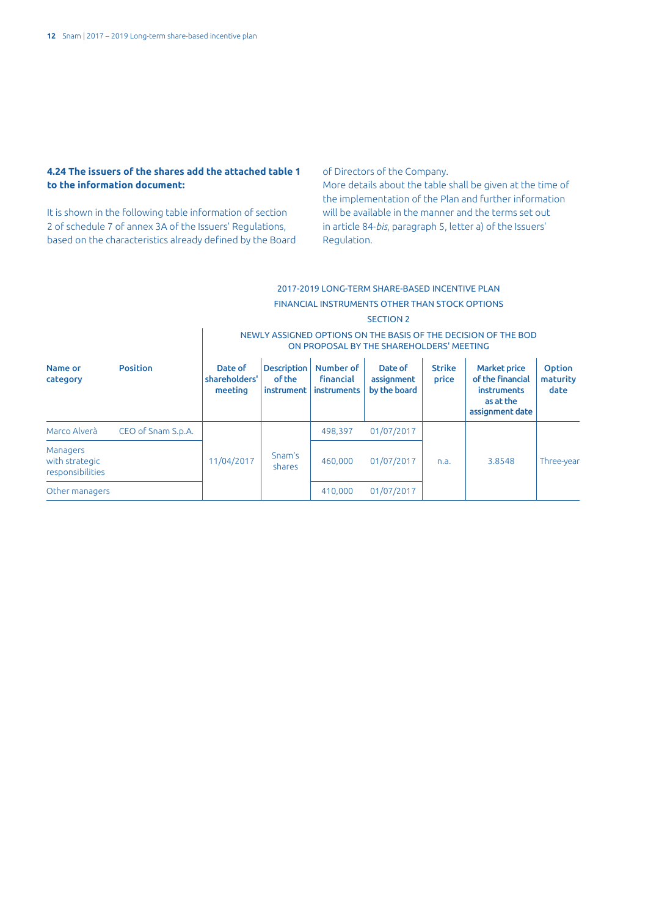**4.24 The issuers of the shares add the attached table 1 to the information document:**

It is shown in the following table information of section 2 of schedule 7 of annex 3A of the Issuers' Regulations, based on the characteristics already defined by the Board of Directors of the Company.

More details about the table shall be given at the time of the implementation of the Plan and further information will be available in the manner and the terms set out in article 84-*bis*, paragraph 5, letter a) of the Issuers' Regulation.

2017-2019 LONG-TERM SHARE-BASED INCENTIVE PLAN

FINANCIAL INSTRUMENTS OTHER THAN STOCK OPTIONS

SECTION 2

| | | NEWLY ASSIGNED OPTIONS ON THE BASIS OF THE DECISION OF THE BOD ON PROPOSAL BY THE SHAREHOLDERS' MEETING | | | | | | |
|---|---|---|---|---|---|---|---|---|
| **Name or category** | **Position** | **Date of shareholders' meeting** | **Description of the instrument** | **Number of financial instruments** | **Date of assignment by the board** | **Strike price** | **Market price of the financial instruments as at the assignment date** | **Option maturity date** |
| Marco Alverà | CEO of Snam S.p.A. | 11/04/2017 | Snam's shares | 498,397 | 01/07/2017 | n.a. | 3.8548 | Three-year |
| Managers with strategic responsibilities | | | | 460,000 | 01/07/2017 | | | |
| Other managers | | | | 410,000 | 01/07/2017 | | | |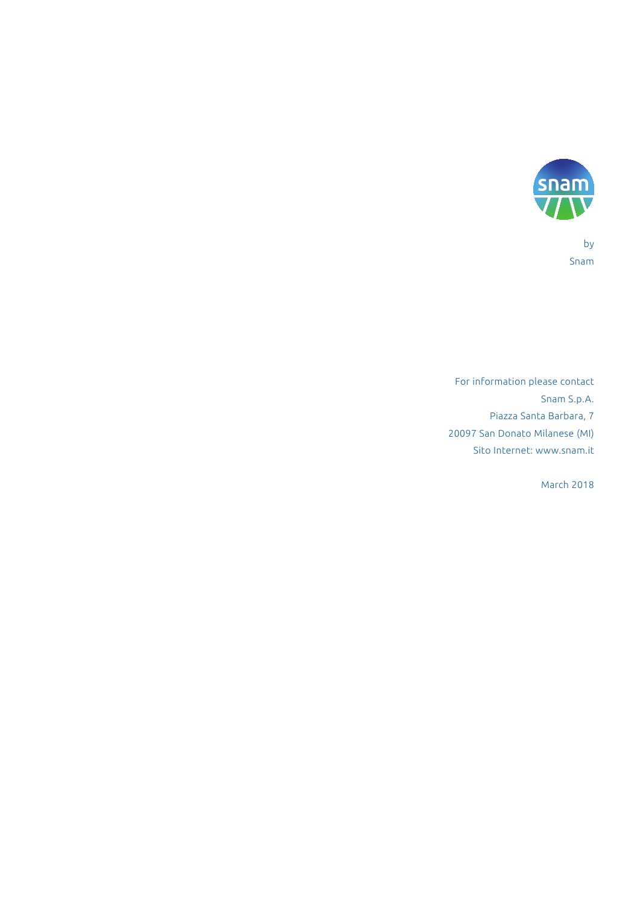by

Snam

For information please contact

Snam S.p.A.

Piazza Santa Barbara, 7

20097 San Donato Milanese (MI)

Sito Internet: www.snam.it

March 2018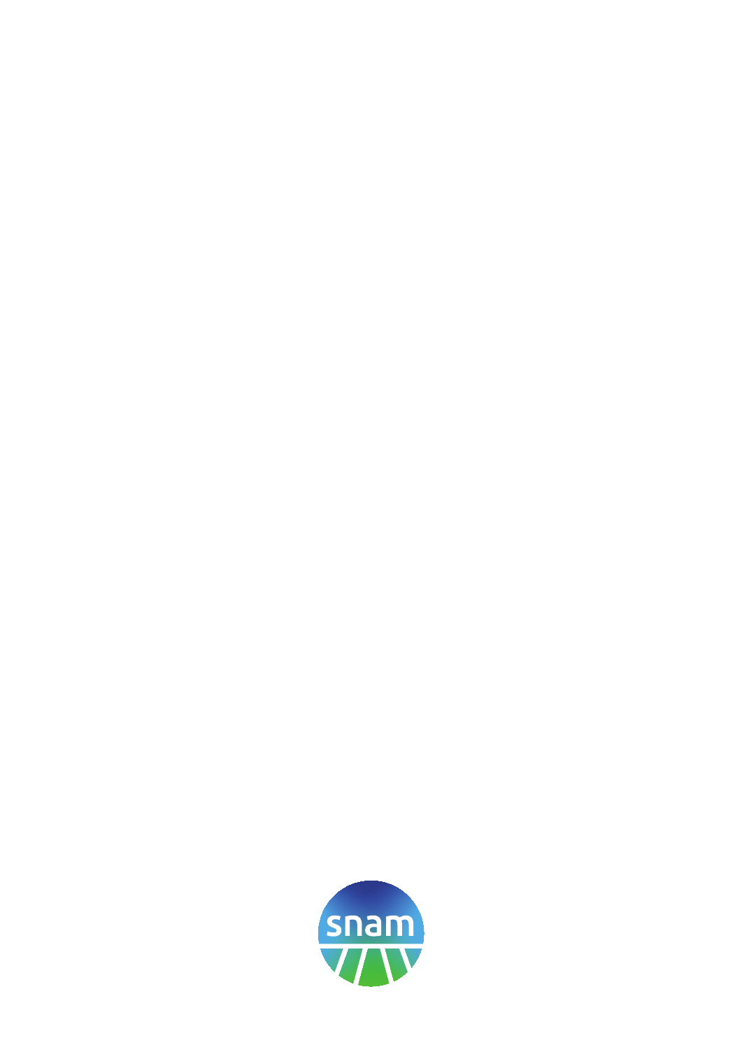snam